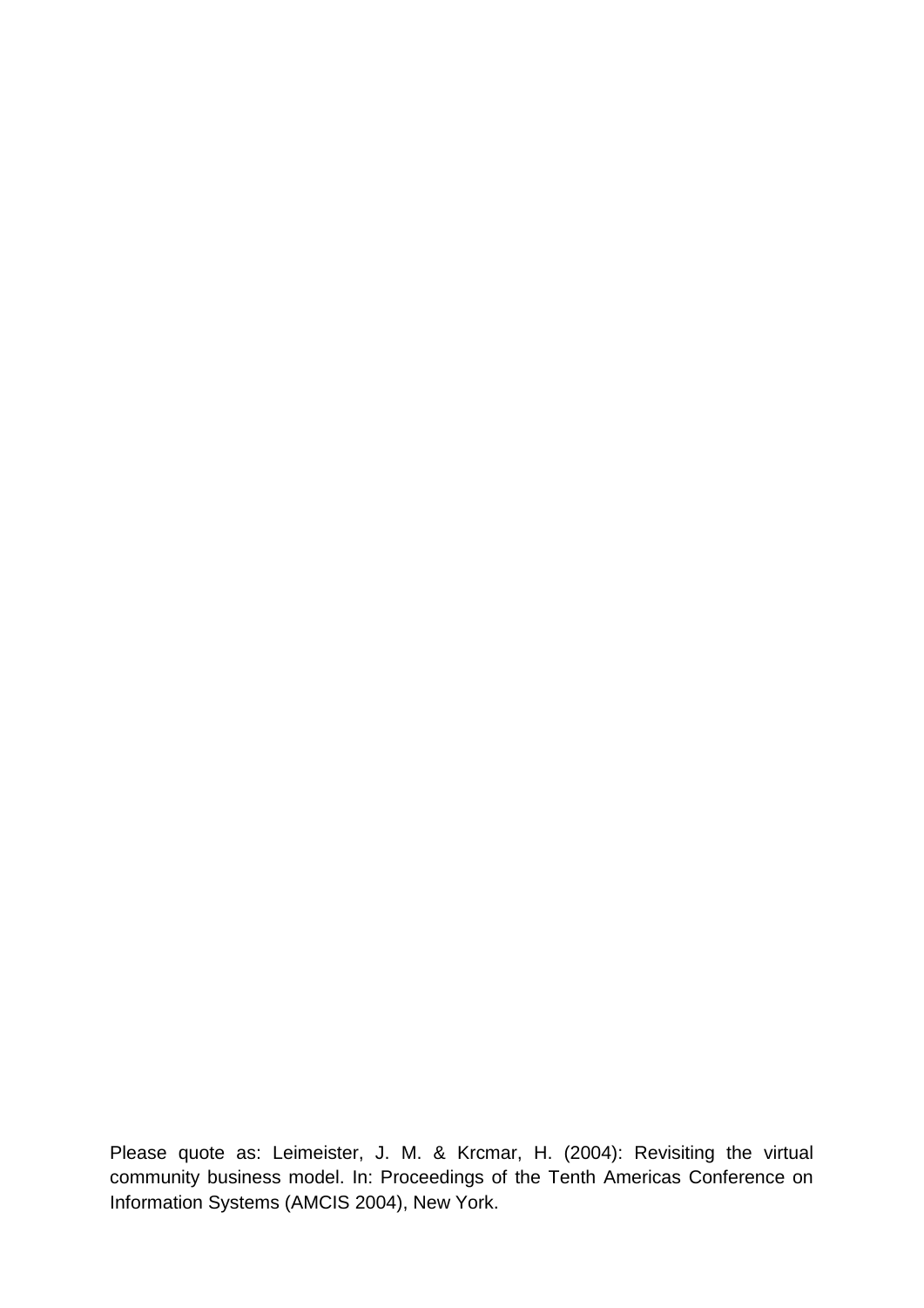Please quote as: Leimeister, J. M. & Krcmar, H. (2004): Revisiting the virtual community business model. In: Proceedings of the Tenth Americas Conference on Information Systems (AMCIS 2004), New York.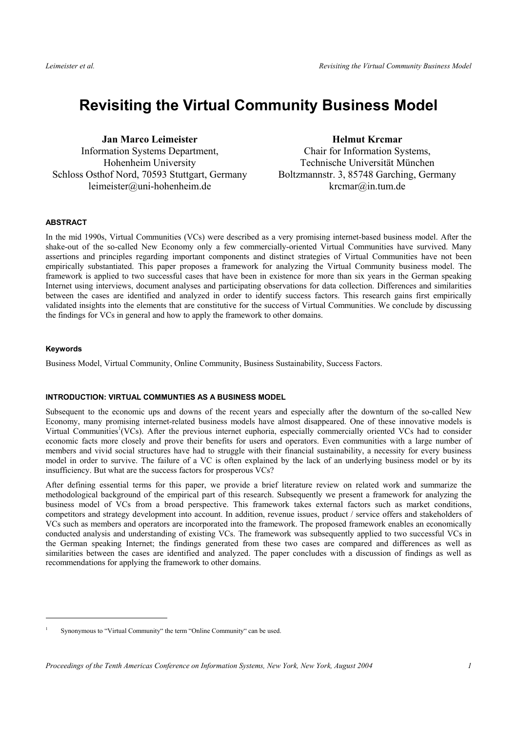# Revisiting the Virtual Community Business Model

**Jan Marco Leimeister**
Information Systems Department,
Hohenheim University
Schloss Osthof Nord, 70593 Stuttgart, Germany
leimeister@uni-hohenheim.de

**Helmut Krcmar**
Chair for Information Systems,
Technische Universität München
Boltzmannstr. 3, 85748 Garching, Germany
krcmar@in.tum.de

#### ABSTRACT

In the mid 1990s, Virtual Communities (VCs) were described as a very promising internet-based business model. After the shake-out of the so-called New Economy only a few commercially-oriented Virtual Communities have survived. Many assertions and principles regarding important components and distinct strategies of Virtual Communities have not been empirically substantiated. This paper proposes a framework for analyzing the Virtual Community business model. The framework is applied to two successful cases that have been in existence for more than six years in the German speaking Internet using interviews, document analyses and participating observations for data collection. Differences and similarities between the cases are identified and analyzed in order to identify success factors. This research gains first empirically validated insights into the elements that are constitutive for the success of Virtual Communities. We conclude by discussing the findings for VCs in general and how to apply the framework to other domains.

#### Keywords

Business Model, Virtual Community, Online Community, Business Sustainability, Success Factors.

#### INTRODUCTION: VIRTUAL COMMUNTIES AS A BUSINESS MODEL

Subsequent to the economic ups and downs of the recent years and especially after the downturn of the so-called New Economy, many promising internet-related business models have almost disappeared. One of these innovative models is Virtual Communities[1](VCs). After the previous internet euphoria, especially commercially oriented VCs had to consider economic facts more closely and prove their benefits for users and operators. Even communities with a large number of members and vivid social structures have had to struggle with their financial sustainability, a necessity for every business model in order to survive. The failure of a VC is often explained by the lack of an underlying business model or by its insufficiency. But what are the success factors for prosperous VCs?

After defining essential terms for this paper, we provide a brief literature review on related work and summarize the methodological background of the empirical part of this research. Subsequently we present a framework for analyzing the business model of VCs from a broad perspective. This framework takes external factors such as market conditions, competitors and strategy development into account. In addition, revenue issues, product / service offers and stakeholders of VCs such as members and operators are incorporated into the framework. The proposed framework enables an economically conducted analysis and understanding of existing VCs. The framework was subsequently applied to two successful VCs in the German speaking Internet; the findings generated from these two cases are compared and differences as well as similarities between the cases are identified and analyzed. The paper concludes with a discussion of findings as well as recommendations for applying the framework to other domains.

[1] Synonymous to "Virtual Community" the term "Online Community" can be used.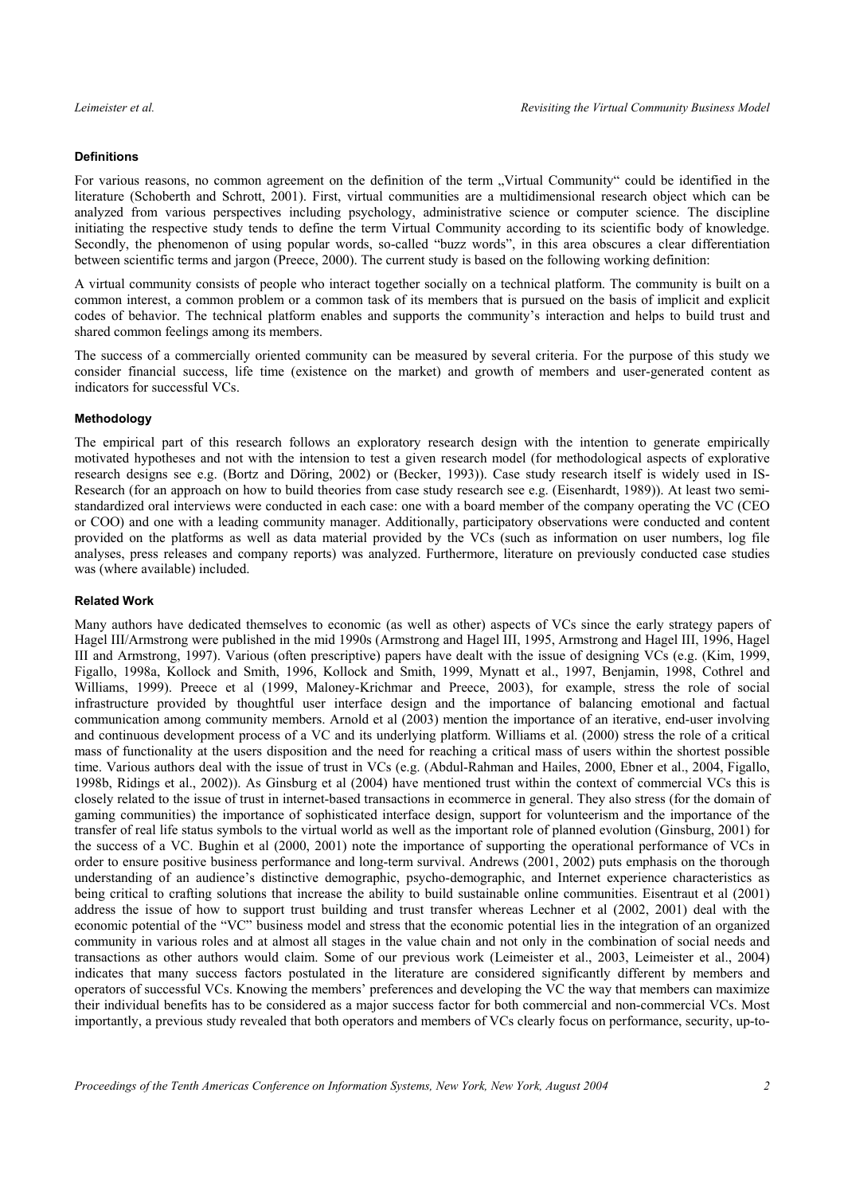#### Definitions

For various reasons, no common agreement on the definition of the term „Virtual Community" could be identified in the literature (Schoberth and Schrott, 2001). First, virtual communities are a multidimensional research object which can be analyzed from various perspectives including psychology, administrative science or computer science. The discipline initiating the respective study tends to define the term Virtual Community according to its scientific body of knowledge. Secondly, the phenomenon of using popular words, so-called "buzz words", in this area obscures a clear differentiation between scientific terms and jargon (Preece, 2000). The current study is based on the following working definition:

A virtual community consists of people who interact together socially on a technical platform. The community is built on a common interest, a common problem or a common task of its members that is pursued on the basis of implicit and explicit codes of behavior. The technical platform enables and supports the community's interaction and helps to build trust and shared common feelings among its members.

The success of a commercially oriented community can be measured by several criteria. For the purpose of this study we consider financial success, life time (existence on the market) and growth of members and user-generated content as indicators for successful VCs.

#### Methodology

The empirical part of this research follows an exploratory research design with the intention to generate empirically motivated hypotheses and not with the intension to test a given research model (for methodological aspects of explorative research designs see e.g. (Bortz and Döring, 2002) or (Becker, 1993)). Case study research itself is widely used in IS-Research (for an approach on how to build theories from case study research see e.g. (Eisenhardt, 1989)). At least two semi-standardized oral interviews were conducted in each case: one with a board member of the company operating the VC (CEO or COO) and one with a leading community manager. Additionally, participatory observations were conducted and content provided on the platforms as well as data material provided by the VCs (such as information on user numbers, log file analyses, press releases and company reports) was analyzed. Furthermore, literature on previously conducted case studies was (where available) included.

#### Related Work

Many authors have dedicated themselves to economic (as well as other) aspects of VCs since the early strategy papers of Hagel III/Armstrong were published in the mid 1990s (Armstrong and Hagel III, 1995, Armstrong and Hagel III, 1996, Hagel III and Armstrong, 1997). Various (often prescriptive) papers have dealt with the issue of designing VCs (e.g. (Kim, 1999, Figallo, 1998a, Kollock and Smith, 1996, Kollock and Smith, 1999, Mynatt et al., 1997, Benjamin, 1998, Cothrel and Williams, 1999). Preece et al (1999, Maloney-Krichmar and Preece, 2003), for example, stress the role of social infrastructure provided by thoughtful user interface design and the importance of balancing emotional and factual communication among community members. Arnold et al (2003) mention the importance of an iterative, end-user involving and continuous development process of a VC and its underlying platform. Williams et al. (2000) stress the role of a critical mass of functionality at the users disposition and the need for reaching a critical mass of users within the shortest possible time. Various authors deal with the issue of trust in VCs (e.g. (Abdul-Rahman and Hailes, 2000, Ebner et al., 2004, Figallo, 1998b, Ridings et al., 2002)). As Ginsburg et al (2004) have mentioned trust within the context of commercial VCs this is closely related to the issue of trust in internet-based transactions in ecommerce in general. They also stress (for the domain of gaming communities) the importance of sophisticated interface design, support for volunteerism and the importance of the transfer of real life status symbols to the virtual world as well as the important role of planned evolution (Ginsburg, 2001) for the success of a VC. Bughin et al (2000, 2001) note the importance of supporting the operational performance of VCs in order to ensure positive business performance and long-term survival. Andrews (2001, 2002) puts emphasis on the thorough understanding of an audience's distinctive demographic, psycho-demographic, and Internet experience characteristics as being critical to crafting solutions that increase the ability to build sustainable online communities. Eisentraut et al (2001) address the issue of how to support trust building and trust transfer whereas Lechner et al (2002, 2001) deal with the economic potential of the "VC" business model and stress that the economic potential lies in the integration of an organized community in various roles and at almost all stages in the value chain and not only in the combination of social needs and transactions as other authors would claim. Some of our previous work (Leimeister et al., 2003, Leimeister et al., 2004) indicates that many success factors postulated in the literature are considered significantly different by members and operators of successful VCs. Knowing the members' preferences and developing the VC the way that members can maximize their individual benefits has to be considered as a major success factor for both commercial and non-commercial VCs. Most importantly, a previous study revealed that both operators and members of VCs clearly focus on performance, security, up-to-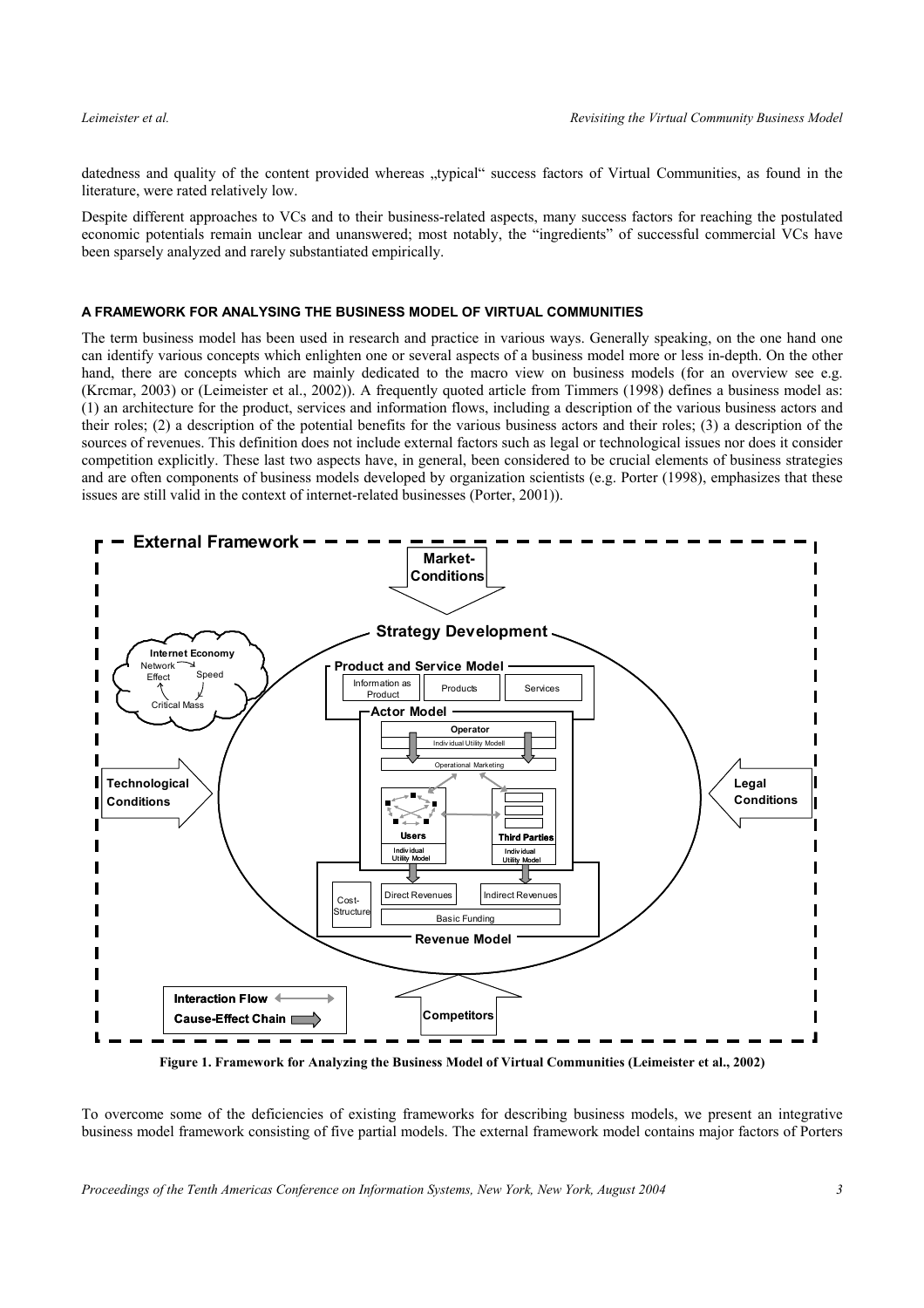datedness and quality of the content provided whereas „typical" success factors of Virtual Communities, as found in the literature, were rated relatively low.

Despite different approaches to VCs and to their business-related aspects, many success factors for reaching the postulated economic potentials remain unclear and unanswered; most notably, the "ingredients" of successful commercial VCs have been sparsely analyzed and rarely substantiated empirically.

### A FRAMEWORK FOR ANALYSING THE BUSINESS MODEL OF VIRTUAL COMMUNITIES

The term business model has been used in research and practice in various ways. Generally speaking, on the one hand one can identify various concepts which enlighten one or several aspects of a business model more or less in-depth. On the other hand, there are concepts which are mainly dedicated to the macro view on business models (for an overview see e.g. (Krcmar, 2003) or (Leimeister et al., 2002)). A frequently quoted article from Timmers (1998) defines a business model as: (1) an architecture for the product, services and information flows, including a description of the various business actors and their roles; (2) a description of the potential benefits for the various business actors and their roles; (3) a description of the sources of revenues. This definition does not include external factors such as legal or technological issues nor does it consider competition explicitly. These last two aspects have, in general, been considered to be crucial elements of business strategies and are often components of business models developed by organization scientists (e.g. Porter (1998), emphasizes that these issues are still valid in the context of internet-related businesses (Porter, 2001)).

External Framework
Market-Conditions
Strategy Development
Internet Economy
Network Effect
Speed
Critical Mass
Product and Service Model
Information as Product
Products
Services
Actor Model
Operator
Individual Utility Modell
Operational Marketing
Technological Conditions
Legal Conditions
Users
Individual Utility Model
Third Parties
Individual Utility Model
Cost-Structure
Direct Revenues
Indirect Revenues
Basic Funding
Revenue Model
Interaction Flow
Cause-Effect Chain
Competitors

**Figure 1. Framework for Analyzing the Business Model of Virtual Communities (Leimeister et al., 2002)**

To overcome some of the deficiencies of existing frameworks for describing business models, we present an integrative business model framework consisting of five partial models. The external framework model contains major factors of Porters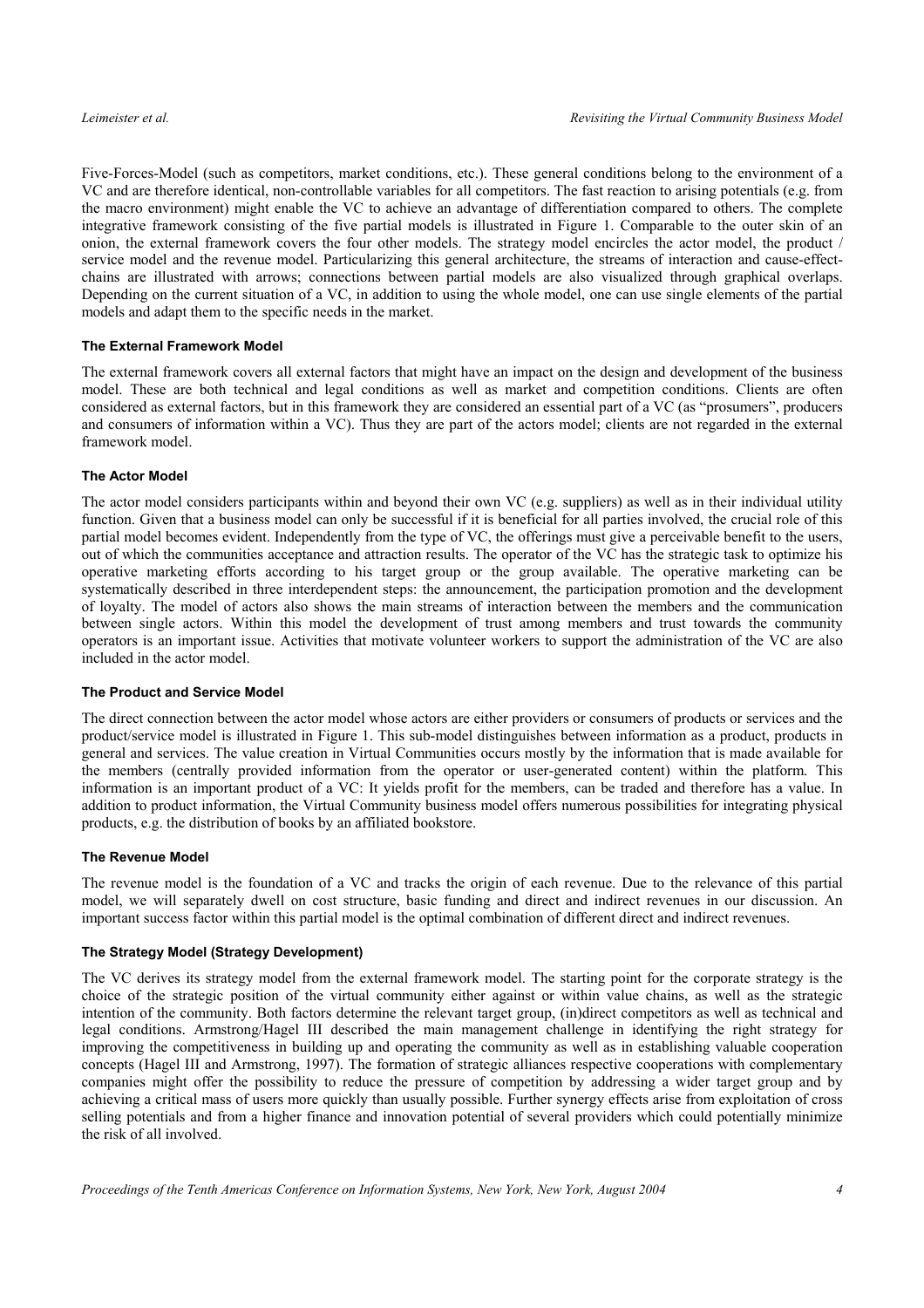Five-Forces-Model (such as competitors, market conditions, etc.). These general conditions belong to the environment of a VC and are therefore identical, non-controllable variables for all competitors. The fast reaction to arising potentials (e.g. from the macro environment) might enable the VC to achieve an advantage of differentiation compared to others. The complete integrative framework consisting of the five partial models is illustrated in Figure 1. Comparable to the outer skin of an onion, the external framework covers the four other models. The strategy model encircles the actor model, the product / service model and the revenue model. Particularizing this general architecture, the streams of interaction and cause-effect-chains are illustrated with arrows; connections between partial models are also visualized through graphical overlaps. Depending on the current situation of a VC, in addition to using the whole model, one can use single elements of the partial models and adapt them to the specific needs in the market.

#### The External Framework Model

The external framework covers all external factors that might have an impact on the design and development of the business model. These are both technical and legal conditions as well as market and competition conditions. Clients are often considered as external factors, but in this framework they are considered an essential part of a VC (as "prosumers", producers and consumers of information within a VC). Thus they are part of the actors model; clients are not regarded in the external framework model.

#### The Actor Model

The actor model considers participants within and beyond their own VC (e.g. suppliers) as well as in their individual utility function. Given that a business model can only be successful if it is beneficial for all parties involved, the crucial role of this partial model becomes evident. Independently from the type of VC, the offerings must give a perceivable benefit to the users, out of which the communities acceptance and attraction results. The operator of the VC has the strategic task to optimize his operative marketing efforts according to his target group or the group available. The operative marketing can be systematically described in three interdependent steps: the announcement, the participation promotion and the development of loyalty. The model of actors also shows the main streams of interaction between the members and the communication between single actors. Within this model the development of trust among members and trust towards the community operators is an important issue. Activities that motivate volunteer workers to support the administration of the VC are also included in the actor model.

#### The Product and Service Model

The direct connection between the actor model whose actors are either providers or consumers of products or services and the product/service model is illustrated in Figure 1. This sub-model distinguishes between information as a product, products in general and services. The value creation in Virtual Communities occurs mostly by the information that is made available for the members (centrally provided information from the operator or user-generated content) within the platform. This information is an important product of a VC: It yields profit for the members, can be traded and therefore has a value. In addition to product information, the Virtual Community business model offers numerous possibilities for integrating physical products, e.g. the distribution of books by an affiliated bookstore.

#### The Revenue Model

The revenue model is the foundation of a VC and tracks the origin of each revenue. Due to the relevance of this partial model, we will separately dwell on cost structure, basic funding and direct and indirect revenues in our discussion. An important success factor within this partial model is the optimal combination of different direct and indirect revenues.

#### The Strategy Model (Strategy Development)

The VC derives its strategy model from the external framework model. The starting point for the corporate strategy is the choice of the strategic position of the virtual community either against or within value chains, as well as the strategic intention of the community. Both factors determine the relevant target group, (in)direct competitors as well as technical and legal conditions. Armstrong/Hagel III described the main management challenge in identifying the right strategy for improving the competitiveness in building up and operating the community as well as in establishing valuable cooperation concepts (Hagel III and Armstrong, 1997). The formation of strategic alliances respective cooperations with complementary companies might offer the possibility to reduce the pressure of competition by addressing a wider target group and by achieving a critical mass of users more quickly than usually possible. Further synergy effects arise from exploitation of cross selling potentials and from a higher finance and innovation potential of several providers which could potentially minimize the risk of all involved.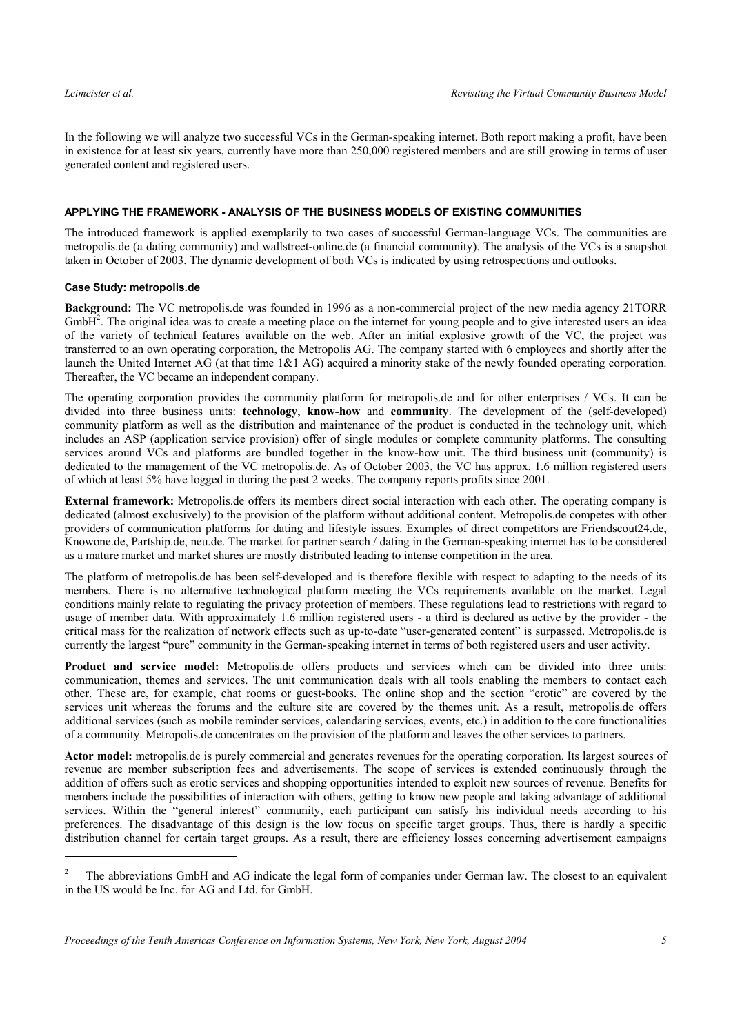In the following we will analyze two successful VCs in the German-speaking internet. Both report making a profit, have been in existence for at least six years, currently have more than 250,000 registered members and are still growing in terms of user generated content and registered users.

## APPLYING THE FRAMEWORK - ANALYSIS OF THE BUSINESS MODELS OF EXISTING COMMUNITIES

The introduced framework is applied exemplarily to two cases of successful German-language VCs. The communities are metropolis.de (a dating community) and wallstreet-online.de (a financial community). The analysis of the VCs is a snapshot taken in October of 2003. The dynamic development of both VCs is indicated by using retrospections and outlooks.

### Case Study: metropolis.de

**Background:** The VC metropolis.de was founded in 1996 as a non-commercial project of the new media agency 21TORR GmbH[2]. The original idea was to create a meeting place on the internet for young people and to give interested users an idea of the variety of technical features available on the web. After an initial explosive growth of the VC, the project was transferred to an own operating corporation, the Metropolis AG. The company started with 6 employees and shortly after the launch the United Internet AG (at that time 1&1 AG) acquired a minority stake of the newly founded operating corporation. Thereafter, the VC became an independent company.

The operating corporation provides the community platform for metropolis.de and for other enterprises / VCs. It can be divided into three business units: **technology**, **know-how** and **community**. The development of the (self-developed) community platform as well as the distribution and maintenance of the product is conducted in the technology unit, which includes an ASP (application service provision) offer of single modules or complete community platforms. The consulting services around VCs and platforms are bundled together in the know-how unit. The third business unit (community) is dedicated to the management of the VC metropolis.de. As of October 2003, the VC has approx. 1.6 million registered users of which at least 5% have logged in during the past 2 weeks. The company reports profits since 2001.

**External framework:** Metropolis.de offers its members direct social interaction with each other. The operating company is dedicated (almost exclusively) to the provision of the platform without additional content. Metropolis.de competes with other providers of communication platforms for dating and lifestyle issues. Examples of direct competitors are Friendscout24.de, Knowone.de, Partship.de, neu.de. The market for partner search / dating in the German-speaking internet has to be considered as a mature market and market shares are mostly distributed leading to intense competition in the area.

The platform of metropolis.de has been self-developed and is therefore flexible with respect to adapting to the needs of its members. There is no alternative technological platform meeting the VCs requirements available on the market. Legal conditions mainly relate to regulating the privacy protection of members. These regulations lead to restrictions with regard to usage of member data. With approximately 1.6 million registered users - a third is declared as active by the provider - the critical mass for the realization of network effects such as up-to-date "user-generated content" is surpassed. Metropolis.de is currently the largest "pure" community in the German-speaking internet in terms of both registered users and user activity.

**Product and service model:** Metropolis.de offers products and services which can be divided into three units: communication, themes and services. The unit communication deals with all tools enabling the members to contact each other. These are, for example, chat rooms or guest-books. The online shop and the section "erotic" are covered by the services unit whereas the forums and the culture site are covered by the themes unit. As a result, metropolis.de offers additional services (such as mobile reminder services, calendaring services, events, etc.) in addition to the core functionalities of a community. Metropolis.de concentrates on the provision of the platform and leaves the other services to partners.

**Actor model:** metropolis.de is purely commercial and generates revenues for the operating corporation. Its largest sources of revenue are member subscription fees and advertisements. The scope of services is extended continuously through the addition of offers such as erotic services and shopping opportunities intended to exploit new sources of revenue. Benefits for members include the possibilities of interaction with others, getting to know new people and taking advantage of additional services. Within the "general interest" community, each participant can satisfy his individual needs according to his preferences. The disadvantage of this design is the low focus on specific target groups. Thus, there is hardly a specific distribution channel for certain target groups. As a result, there are efficiency losses concerning advertisement campaigns

[2] The abbreviations GmbH and AG indicate the legal form of companies under German law. The closest to an equivalent in the US would be Inc. for AG and Ltd. for GmbH.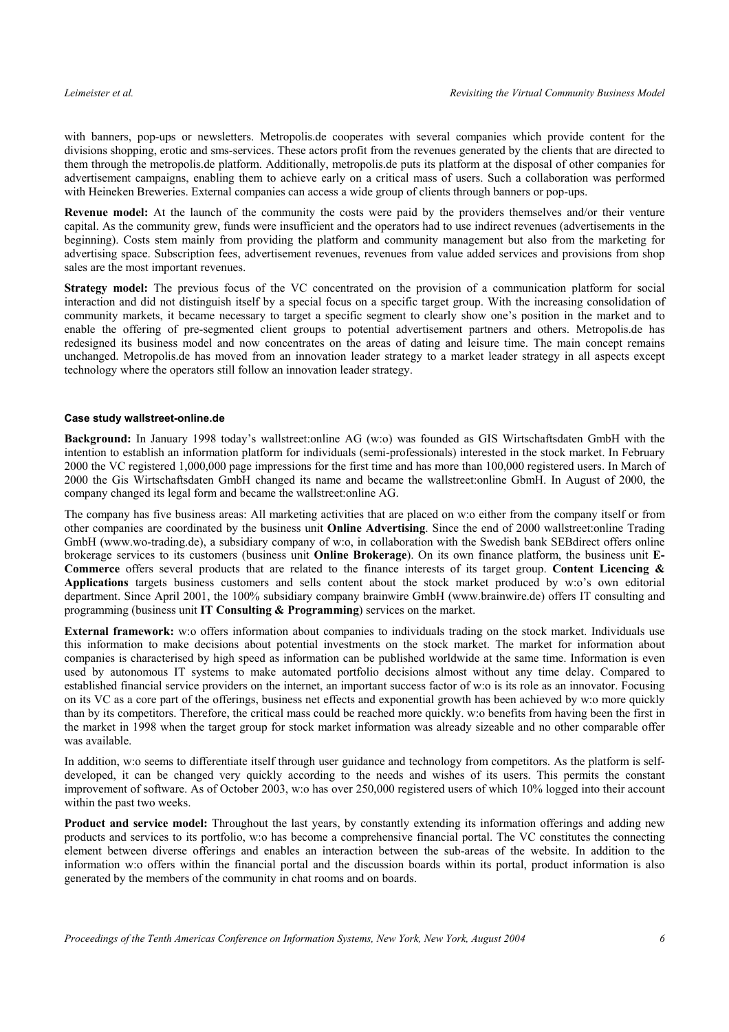with banners, pop-ups or newsletters. Metropolis.de cooperates with several companies which provide content for the divisions shopping, erotic and sms-services. These actors profit from the revenues generated by the clients that are directed to them through the metropolis.de platform. Additionally, metropolis.de puts its platform at the disposal of other companies for advertisement campaigns, enabling them to achieve early on a critical mass of users. Such a collaboration was performed with Heineken Breweries. External companies can access a wide group of clients through banners or pop-ups.

**Revenue model:** At the launch of the community the costs were paid by the providers themselves and/or their venture capital. As the community grew, funds were insufficient and the operators had to use indirect revenues (advertisements in the beginning). Costs stem mainly from providing the platform and community management but also from the marketing for advertising space. Subscription fees, advertisement revenues, revenues from value added services and provisions from shop sales are the most important revenues.

**Strategy model:** The previous focus of the VC concentrated on the provision of a communication platform for social interaction and did not distinguish itself by a special focus on a specific target group. With the increasing consolidation of community markets, it became necessary to target a specific segment to clearly show one's position in the market and to enable the offering of pre-segmented client groups to potential advertisement partners and others. Metropolis.de has redesigned its business model and now concentrates on the areas of dating and leisure time. The main concept remains unchanged. Metropolis.de has moved from an innovation leader strategy to a market leader strategy in all aspects except technology where the operators still follow an innovation leader strategy.

#### Case study wallstreet-online.de

**Background:** In January 1998 today's wallstreet:online AG (w:o) was founded as GIS Wirtschaftsdaten GmbH with the intention to establish an information platform for individuals (semi-professionals) interested in the stock market. In February 2000 the VC registered 1,000,000 page impressions for the first time and has more than 100,000 registered users. In March of 2000 the Gis Wirtschaftsdaten GmbH changed its name and became the wallstreet:online GbmH. In August of 2000, the company changed its legal form and became the wallstreet:online AG.

The company has five business areas: All marketing activities that are placed on w:o either from the company itself or from other companies are coordinated by the business unit **Online Advertising**. Since the end of 2000 wallstreet:online Trading GmbH (www.wo-trading.de), a subsidiary company of w:o, in collaboration with the Swedish bank SEBdirect offers online brokerage services to its customers (business unit **Online Brokerage**). On its own finance platform, the business unit **E-Commerce** offers several products that are related to the finance interests of its target group. **Content Licencing & Applications** targets business customers and sells content about the stock market produced by w:o's own editorial department. Since April 2001, the 100% subsidiary company brainwire GmbH (www.brainwire.de) offers IT consulting and programming (business unit **IT Consulting & Programming**) services on the market.

**External framework:** w:o offers information about companies to individuals trading on the stock market. Individuals use this information to make decisions about potential investments on the stock market. The market for information about companies is characterised by high speed as information can be published worldwide at the same time. Information is even used by autonomous IT systems to make automated portfolio decisions almost without any time delay. Compared to established financial service providers on the internet, an important success factor of w:o is its role as an innovator. Focusing on its VC as a core part of the offerings, business net effects and exponential growth has been achieved by w:o more quickly than by its competitors. Therefore, the critical mass could be reached more quickly. w:o benefits from having been the first in the market in 1998 when the target group for stock market information was already sizeable and no other comparable offer was available.

In addition, w:o seems to differentiate itself through user guidance and technology from competitors. As the platform is self-developed, it can be changed very quickly according to the needs and wishes of its users. This permits the constant improvement of software. As of October 2003, w:o has over 250,000 registered users of which 10% logged into their account within the past two weeks.

**Product and service model:** Throughout the last years, by constantly extending its information offerings and adding new products and services to its portfolio, w:o has become a comprehensive financial portal. The VC constitutes the connecting element between diverse offerings and enables an interaction between the sub-areas of the website. In addition to the information w:o offers within the financial portal and the discussion boards within its portal, product information is also generated by the members of the community in chat rooms and on boards.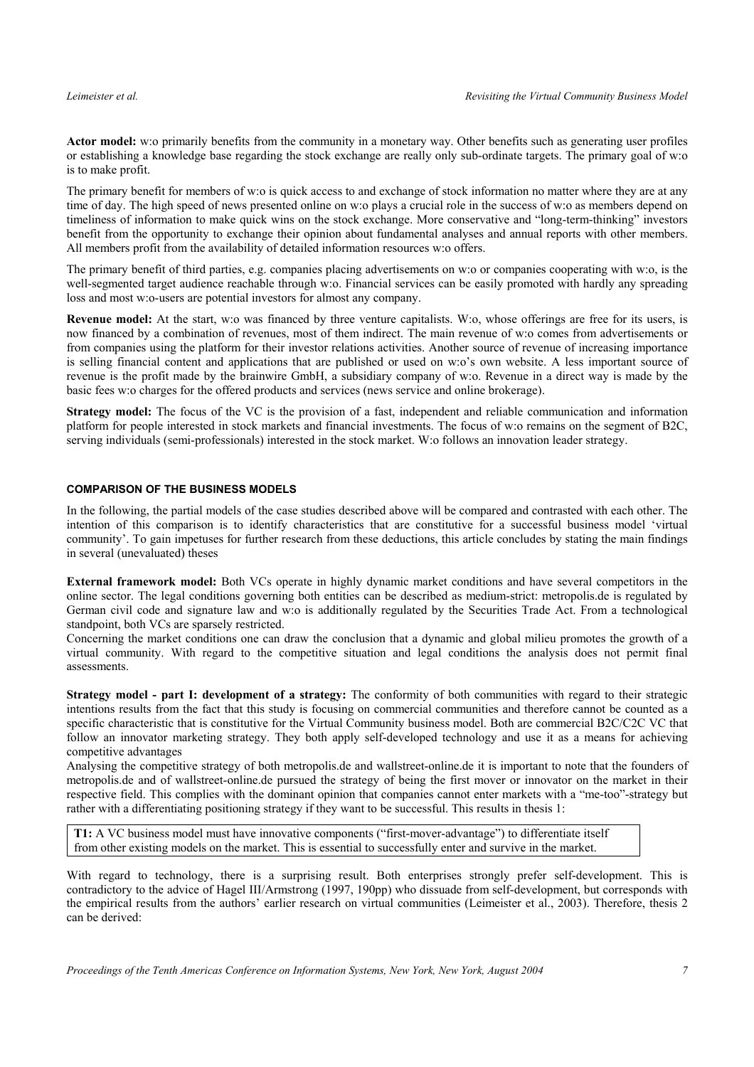**Actor model:** w:o primarily benefits from the community in a monetary way. Other benefits such as generating user profiles or establishing a knowledge base regarding the stock exchange are really only sub-ordinate targets. The primary goal of w:o is to make profit.

The primary benefit for members of w:o is quick access to and exchange of stock information no matter where they are at any time of day. The high speed of news presented online on w:o plays a crucial role in the success of w:o as members depend on timeliness of information to make quick wins on the stock exchange. More conservative and "long-term-thinking" investors benefit from the opportunity to exchange their opinion about fundamental analyses and annual reports with other members. All members profit from the availability of detailed information resources w:o offers.

The primary benefit of third parties, e.g. companies placing advertisements on w:o or companies cooperating with w:o, is the well-segmented target audience reachable through w:o. Financial services can be easily promoted with hardly any spreading loss and most w:o-users are potential investors for almost any company.

**Revenue model:** At the start, w:o was financed by three venture capitalists. W:o, whose offerings are free for its users, is now financed by a combination of revenues, most of them indirect. The main revenue of w:o comes from advertisements or from companies using the platform for their investor relations activities. Another source of revenue of increasing importance is selling financial content and applications that are published or used on w:o's own website. A less important source of revenue is the profit made by the brainwire GmbH, a subsidiary company of w:o. Revenue in a direct way is made by the basic fees w:o charges for the offered products and services (news service and online brokerage).

**Strategy model:** The focus of the VC is the provision of a fast, independent and reliable communication and information platform for people interested in stock markets and financial investments. The focus of w:o remains on the segment of B2C, serving individuals (semi-professionals) interested in the stock market. W:o follows an innovation leader strategy.

## COMPARISON OF THE BUSINESS MODELS

In the following, the partial models of the case studies described above will be compared and contrasted with each other. The intention of this comparison is to identify characteristics that are constitutive for a successful business model 'virtual community'. To gain impetuses for further research from these deductions, this article concludes by stating the main findings in several (unevaluated) theses

**External framework model:** Both VCs operate in highly dynamic market conditions and have several competitors in the online sector. The legal conditions governing both entities can be described as medium-strict: metropolis.de is regulated by German civil code and signature law and w:o is additionally regulated by the Securities Trade Act. From a technological standpoint, both VCs are sparsely restricted.

Concerning the market conditions one can draw the conclusion that a dynamic and global milieu promotes the growth of a virtual community. With regard to the competitive situation and legal conditions the analysis does not permit final assessments.

**Strategy model - part I: development of a strategy:** The conformity of both communities with regard to their strategic intentions results from the fact that this study is focusing on commercial communities and therefore cannot be counted as a specific characteristic that is constitutive for the Virtual Community business model. Both are commercial B2C/C2C VC that follow an innovator marketing strategy. They both apply self-developed technology and use it as a means for achieving competitive advantages

Analysing the competitive strategy of both metropolis.de and wallstreet-online.de it is important to note that the founders of metropolis.de and of wallstreet-online.de pursued the strategy of being the first mover or innovator on the market in their respective field. This complies with the dominant opinion that companies cannot enter markets with a "me-too"-strategy but rather with a differentiating positioning strategy if they want to be successful. This results in thesis 1:

**T1:** A VC business model must have innovative components ("first-mover-advantage") to differentiate itself from other existing models on the market. This is essential to successfully enter and survive in the market.

With regard to technology, there is a surprising result. Both enterprises strongly prefer self-development. This is contradictory to the advice of Hagel III/Armstrong (1997, 190pp) who dissuade from self-development, but corresponds with the empirical results from the authors' earlier research on virtual communities (Leimeister et al., 2003). Therefore, thesis 2 can be derived: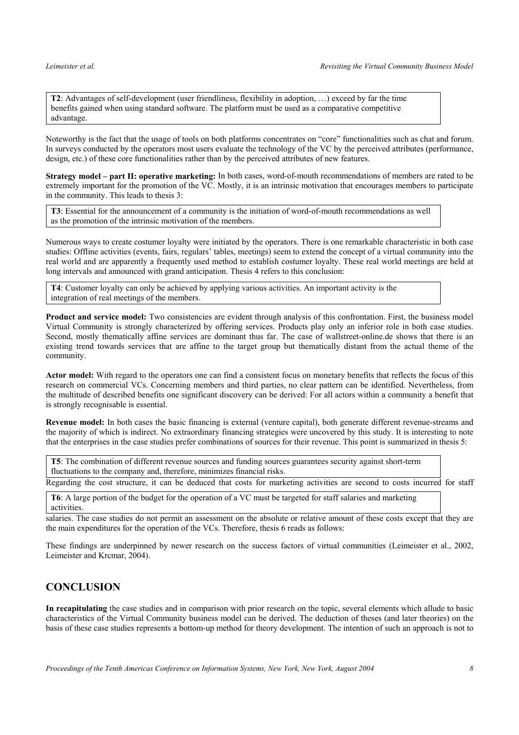**T2**: Advantages of self-development (user friendliness, flexibility in adoption, …) exceed by far the time benefits gained when using standard software. The platform must be used as a comparative competitive advantage.

Noteworthy is the fact that the usage of tools on both platforms concentrates on "core" functionalities such as chat and forum. In surveys conducted by the operators most users evaluate the technology of the VC by the perceived attributes (performance, design, etc.) of these core functionalities rather than by the perceived attributes of new features.

**Strategy model – part II: operative marketing:** In both cases, word-of-mouth recommendations of members are rated to be extremely important for the promotion of the VC. Mostly, it is an intrinsic motivation that encourages members to participate in the community. This leads to thesis 3:

**T3**: Essential for the announcement of a community is the initiation of word-of-mouth recommendations as well as the promotion of the intrinsic motivation of the members.

Numerous ways to create costumer loyalty were initiated by the operators. There is one remarkable characteristic in both case studies: Offline activities (events, fairs, regulars' tables, meetings) seem to extend the concept of a virtual community into the real world and are apparently a frequently used method to establish costumer loyalty. These real world meetings are held at long intervals and announced with grand anticipation. Thesis 4 refers to this conclusion:

**T4**: Customer loyalty can only be achieved by applying various activities. An important activity is the integration of real meetings of the members.

**Product and service model:** Two consistencies are evident through analysis of this confrontation. First, the business model Virtual Community is strongly characterized by offering services. Products play only an inferior role in both case studies. Second, mostly thematically affine services are dominant thus far. The case of wallstreet-online.de shows that there is an existing trend towards services that are affine to the target group but thematically distant from the actual theme of the community.

**Actor model:** With regard to the operators one can find a consistent focus on monetary benefits that reflects the focus of this research on commercial VCs. Concerning members and third parties, no clear pattern can be identified. Nevertheless, from the multitude of described benefits one significant discovery can be derived: For all actors within a community a benefit that is strongly recognisable is essential.

**Revenue model:** In both cases the basic financing is external (venture capital), both generate different revenue-streams and the majority of which is indirect. No extraordinary financing strategies were uncovered by this study. It is interesting to note that the enterprises in the case studies prefer combinations of sources for their revenue. This point is summarized in thesis 5:

**T5**: The combination of different revenue sources and funding sources guarantees security against short-term fluctuations to the company and, therefore, minimizes financial risks.

Regarding the cost structure, it can be deduced that costs for marketing activities are second to costs incurred for staff salaries. The case studies do not permit an assessment on the absolute or relative amount of these costs except that they are the main expenditures for the operation of the VCs. Therefore, thesis 6 reads as follows:

**T6**: A large portion of the budget for the operation of a VC must be targeted for staff salaries and marketing activities.

These findings are underpinned by newer research on the success factors of virtual communities (Leimeister et al., 2002, Leimeister and Krcmar, 2004).

## CONCLUSION

**In recapitulating** the case studies and in comparison with prior research on the topic, several elements which allude to basic characteristics of the Virtual Community business model can be derived. The deduction of theses (and later theories) on the basis of these case studies represents a bottom-up method for theory development. The intention of such an approach is not to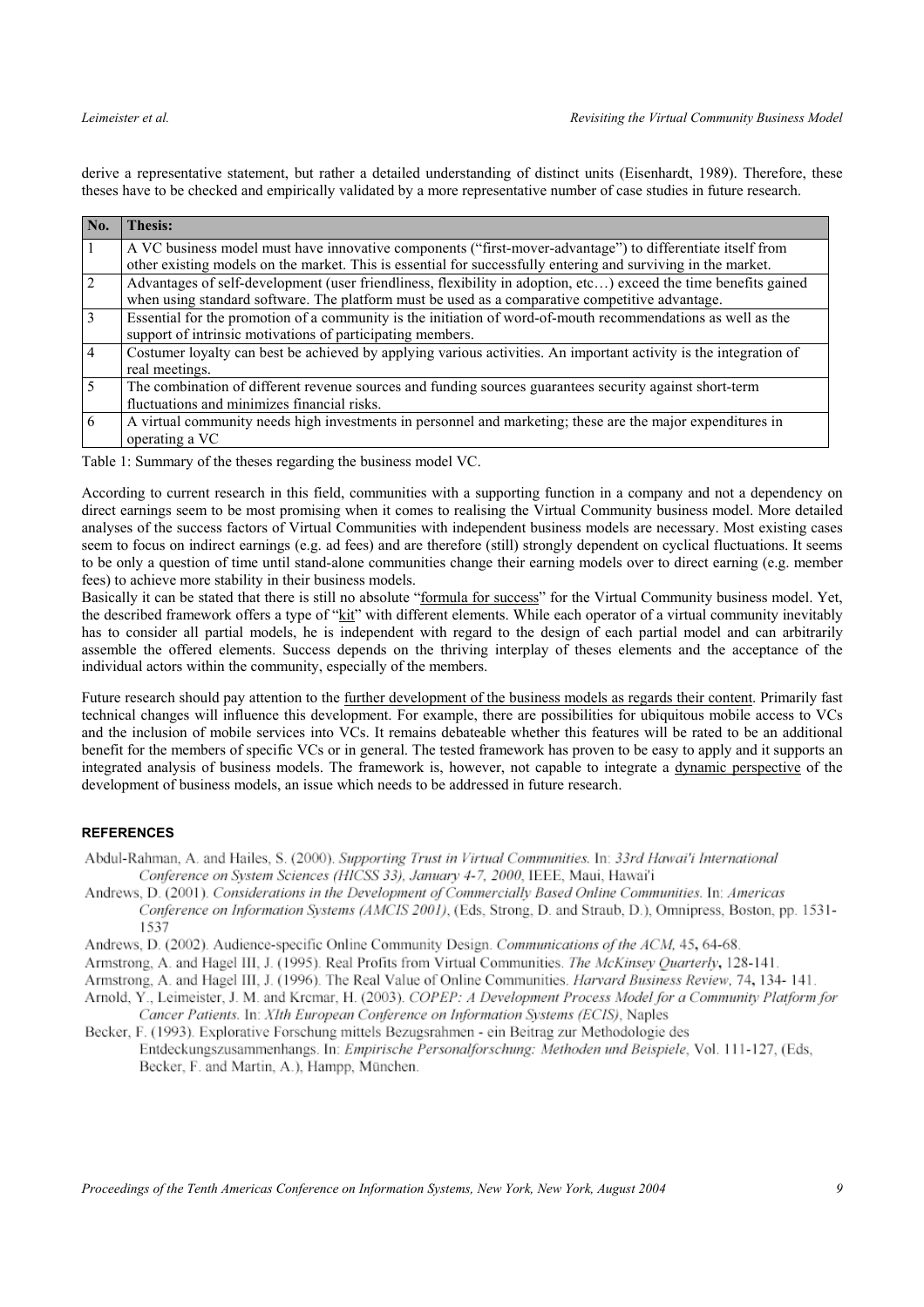derive a representative statement, but rather a detailed understanding of distinct units (Eisenhardt, 1989). Therefore, these theses have to be checked and empirically validated by a more representative number of case studies in future research.

| No. | Thesis: |
|---|---|
| 1 | A VC business model must have innovative components ("first-mover-advantage") to differentiate itself from other existing models on the market. This is essential for successfully entering and surviving in the market. |
| 2 | Advantages of self-development (user friendliness, flexibility in adoption, etc…) exceed the time benefits gained when using standard software. The platform must be used as a comparative competitive advantage. |
| 3 | Essential for the promotion of a community is the initiation of word-of-mouth recommendations as well as the support of intrinsic motivations of participating members. |
| 4 | Costumer loyalty can best be achieved by applying various activities. An important activity is the integration of real meetings. |
| 5 | The combination of different revenue sources and funding sources guarantees security against short-term fluctuations and minimizes financial risks. |
| 6 | A virtual community needs high investments in personnel and marketing; these are the major expenditures in operating a VC |

Table 1: Summary of the theses regarding the business model VC.

According to current research in this field, communities with a supporting function in a company and not a dependency on direct earnings seem to be most promising when it comes to realising the Virtual Community business model. More detailed analyses of the success factors of Virtual Communities with independent business models are necessary. Most existing cases seem to focus on indirect earnings (e.g. ad fees) and are therefore (still) strongly dependent on cyclical fluctuations. It seems to be only a question of time until stand-alone communities change their earning models over to direct earning (e.g. member fees) to achieve more stability in their business models.

Basically it can be stated that there is still no absolute "formula for success" for the Virtual Community business model. Yet, the described framework offers a type of "kit" with different elements. While each operator of a virtual community inevitably has to consider all partial models, he is independent with regard to the design of each partial model and can arbitrarily assemble the offered elements. Success depends on the thriving interplay of theses elements and the acceptance of the individual actors within the community, especially of the members.

Future research should pay attention to the further development of the business models as regards their content. Primarily fast technical changes will influence this development. For example, there are possibilities for ubiquitous mobile access to VCs and the inclusion of mobile services into VCs. It remains debateable whether this features will be rated to be an additional benefit for the members of specific VCs or in general. The tested framework has proven to be easy to apply and it supports an integrated analysis of business models. The framework is, however, not capable to integrate a dynamic perspective of the development of business models, an issue which needs to be addressed in future research.

## REFERENCES

Abdul-Rahman, A. and Hailes, S. (2000). *Supporting Trust in Virtual Communities*. In: *33rd Hawai'i International Conference on System Sciences (HICSS 33), January 4-7, 2000*, IEEE, Maui, Hawai'i

Andrews, D. (2001). *Considerations in the Development of Commercially Based Online Communities*. In: *Americas Conference on Information Systems (AMCIS 2001)*, (Eds, Strong, D. and Straub, D.), Omnipress, Boston, pp. 1531-1537

Andrews, D. (2002). Audience-specific Online Community Design. *Communications of the ACM,* 45, 64-68.

Armstrong, A. and Hagel III, J. (1995). Real Profits from Virtual Communities. *The McKinsey Quarterly*, 128-141.

Armstrong, A. and Hagel III, J. (1996). The Real Value of Online Communities. *Harvard Business Review,* 74, 134- 141.

Arnold, Y., Leimeister, J. M. and Krcmar, H. (2003). *COPEP: A Development Process Model for a Community Platform for Cancer Patients*. In: *XIth European Conference on Information Systems (ECIS)*, Naples

Becker, F. (1993). Explorative Forschung mittels Bezugsrahmen - ein Beitrag zur Methodologie des Entdeckungszusammenhangs. In: *Empirische Personalforschung: Methoden und Beispiele*, Vol. 111-127, (Eds, Becker, F. and Martin, A.), Hampp, München.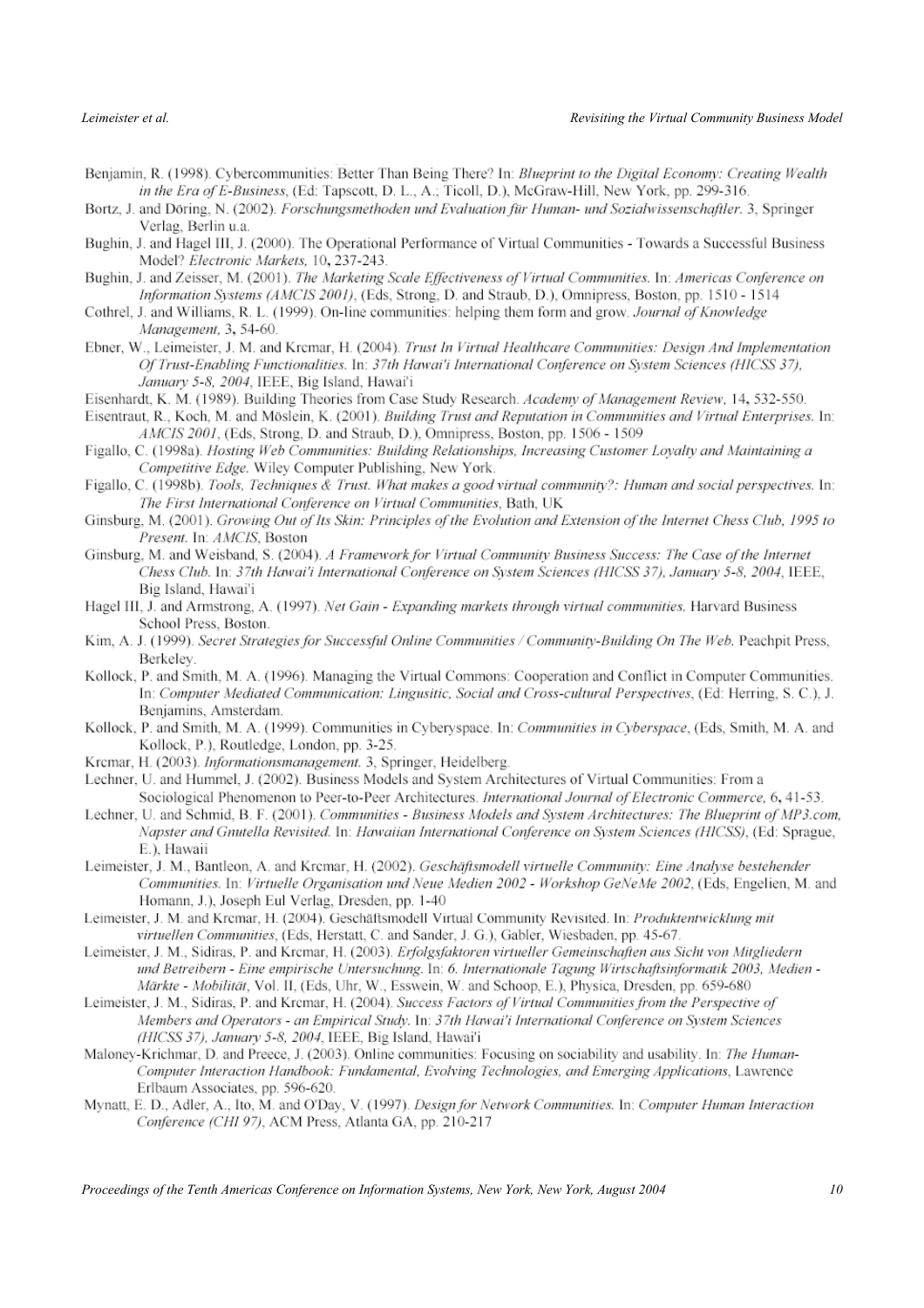Benjamin, R. (1998). Cybercommunities: Better Than Being There? In: *Blueprint to the Digital Economy: Creating Wealth in the Era of E-Business*, (Ed: Tapscott, D. L., A.; Ticoll, D.), McGraw-Hill, New York, pp. 299-316.

Bortz, J. and Döring, N. (2002). *Forschungsmethoden und Evaluation für Human- und Sozialwissenschaftler.* 3, Springer Verlag, Berlin u.a.

Bughin, J. and Hagel III, J. (2000). The Operational Performance of Virtual Communities - Towards a Successful Business Model? *Electronic Markets,* 10**,** 237-243.

Bughin, J. and Zeisser, M. (2001). *The Marketing Scale Effectiveness of Virtual Communities.* In: *Americas Conference on Information Systems (AMCIS 2001)*, (Eds, Strong, D. and Straub, D.), Omnipress, Boston, pp. 1510 - 1514

Cothrel, J. and Williams, R. L. (1999). On-line communities: helping them form and grow. *Journal of Knowledge Management,* 3**,** 54-60.

Ebner, W., Leimeister, J. M. and Krcmar, H. (2004). *Trust In Virtual Healthcare Communities: Design And Implementation Of Trust-Enabling Functionalities.* In: *37th Hawai'i International Conference on System Sciences (HICSS 37), January 5-8, 2004*, IEEE, Big Island, Hawai'i

Eisenhardt, K. M. (1989). Building Theories from Case Study Research. *Academy of Management Review,* 14**,** 532-550.

Eisentraut, R., Koch, M. and Möslein, K. (2001). *Building Trust and Reputation in Communities and Virtual Enterprises.* In: *AMCIS 2001*, (Eds, Strong, D. and Straub, D.), Omnipress, Boston, pp. 1506 - 1509

Figallo, C. (1998a). *Hosting Web Communities: Building Relationships, Increasing Customer Loyalty and Maintaining a Competitive Edge.* Wiley Computer Publishing, New York.

Figallo, C. (1998b). *Tools, Techniques & Trust. What makes a good virtual community?: Human and social perspectives.* In: *The First International Conference on Virtual Communities*, Bath, UK

Ginsburg, M. (2001). *Growing Out of Its Skin: Principles of the Evolution and Extension of the Internet Chess Club, 1995 to Present.* In: *AMCIS*, Boston

Ginsburg, M. and Weisband, S. (2004). *A Framework for Virtual Community Business Success: The Case of the Internet Chess Club.* In: *37th Hawai'i International Conference on System Sciences (HICSS 37), January 5-8, 2004*, IEEE, Big Island, Hawai'i

Hagel III, J. and Armstrong, A. (1997). *Net Gain - Expanding markets through virtual communities.* Harvard Business School Press, Boston.

Kim, A. J. (1999). *Secret Strategies for Successful Online Communities / Community-Building On The Web.* Peachpit Press, Berkeley.

Kollock, P. and Smith, M. A. (1996). Managing the Virtual Commons: Cooperation and Conflict in Computer Communities. In: *Computer Mediated Communication: Lingusitic, Social and Cross-cultural Perspectives*, (Ed: Herring, S. C.), J. Benjamins, Amsterdam.

Kollock, P. and Smith, M. A. (1999). Communities in Cyberyspace. In: *Communities in Cyberspace*, (Eds, Smith, M. A. and Kollock, P.), Routledge, London, pp. 3-25.

Krcmar, H. (2003). *Informationsmanagement.* 3, Springer, Heidelberg.

Lechner, U. and Hummel, J. (2002). Business Models and System Architectures of Virtual Communities: From a Sociological Phenomenon to Peer-to-Peer Architectures. *International Journal of Electronic Commerce,* 6**,** 41-53.

Lechner, U. and Schmid, B. F. (2001). *Communities - Business Models and System Architectures: The Blueprint of MP3.com, Napster and Gnutella Revisited.* In: *Hawaiian International Conference on System Sciences (HICSS)*, (Ed: Sprague, E.), Hawaii

Leimeister, J. M., Bantleon, A. and Krcmar, H. (2002). *Geschäftsmodell virtuelle Community: Eine Analyse bestehender Communities.* In: *Virtuelle Organisation und Neue Medien 2002 - Workshop GeNeMe 2002*, (Eds, Engelien, M. and Homann, J.), Joseph Eul Verlag, Dresden, pp. 1-40

Leimeister, J. M. and Krcmar, H. (2004). Geschäftsmodell Virtual Community Revisited. In: *Produktentwicklung mit virtuellen Communities*, (Eds, Herstatt, C. and Sander, J. G.), Gabler, Wiesbaden, pp. 45-67.

Leimeister, J. M., Sidiras, P. and Krcmar, H. (2003). *Erfolgsfaktoren virtueller Gemeinschaften aus Sicht von Mitgliedern und Betreibern - Eine empirische Untersuchung.* In: *6. Internationale Tagung Wirtschaftsinformatik 2003, Medien - Märkte - Mobilität*, Vol. II, (Eds, Uhr, W., Esswein, W. and Schoop, E.), Physica, Dresden, pp. 659-680

Leimeister, J. M., Sidiras, P. and Krcmar, H. (2004). *Success Factors of Virtual Communities from the Perspective of Members and Operators - an Empirical Study.* In: *37th Hawai'i International Conference on System Sciences (HICSS 37), January 5-8, 2004*, IEEE, Big Island, Hawai'i

Maloney-Krichmar, D. and Preece, J. (2003). Online communities: Focusing on sociability and usability. In: *The Human-Computer Interaction Handbook: Fundamental, Evolving Technologies, and Emerging Applications*, Lawrence Erlbaum Associates, pp. 596-620.

Mynatt, E. D., Adler, A., Ito, M. and O'Day, V. (1997). *Design for Network Communities.* In: *Computer Human Interaction Conference (CHI 97)*, ACM Press, Atlanta GA, pp. 210-217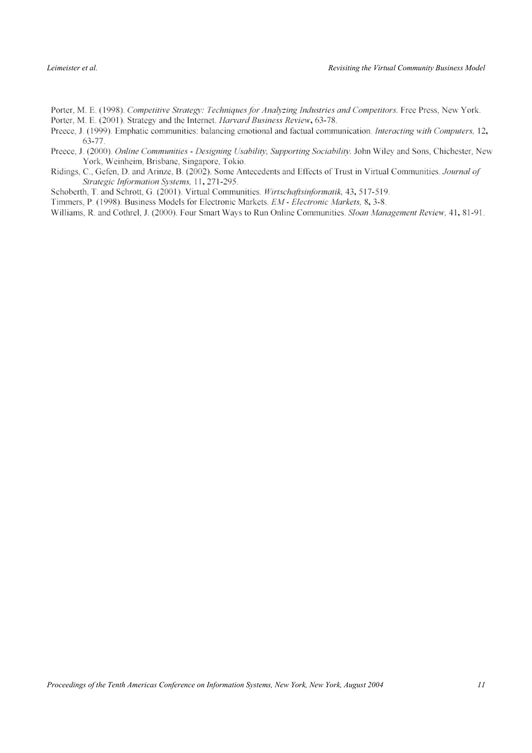Porter, M. E. (1998). *Competitive Strategy: Techniques for Analyzing Industries and Competitors*. Free Press, New York.

Porter, M. E. (2001). Strategy and the Internet. *Harvard Business Review*, 63-78.

Preece, J. (1999). Emphatic communities: balancing emotional and factual communication. *Interacting with Computers,* 12, 63-77.

Preece, J. (2000). *Online Communities - Designing Usability, Supporting Sociability.* John Wiley and Sons, Chichester, New York, Weinheim, Brisbane, Singapore, Tokio.

Ridings, C., Gefen, D. and Arinze, B. (2002). Some Antecedents and Effects of Trust in Virtual Communities. *Journal of Strategic Information Systems,* 11, 271-295.

Schoberth, T. and Schrott, G. (2001). Virtual Communities. *Wirtschaftsinformatik,* 43, 517-519.

Timmers, P. (1998). Business Models for Electronic Markets. *EM - Electronic Markets,* 8, 3-8.

Williams, R. and Cothrel, J. (2000). Four Smart Ways to Run Online Communities. *Sloan Management Review,* 41, 81-91.